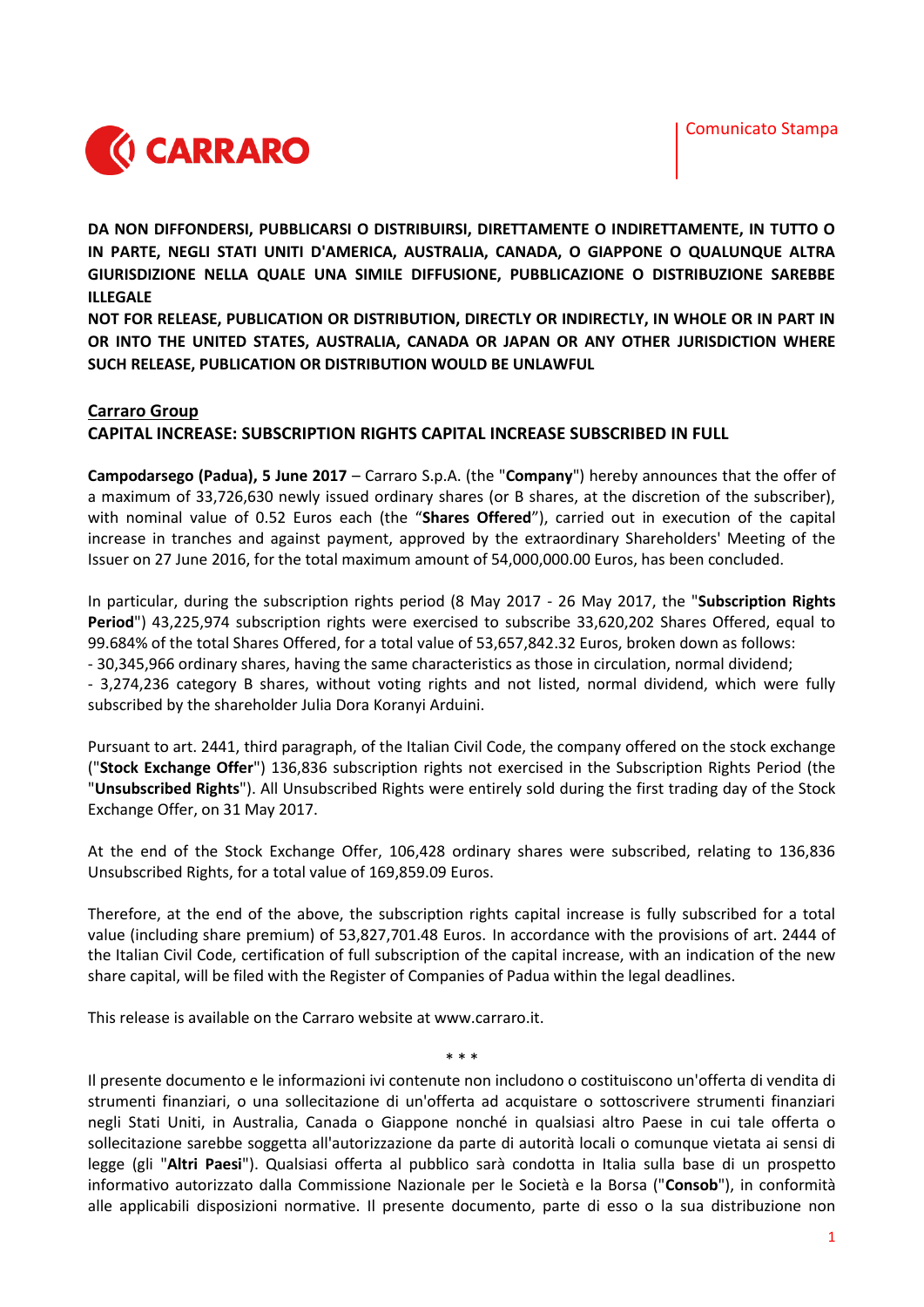Comunicato Stampa

**DA NON DIFFONDERSI, PUBBLICARSI O DISTRIBUIRSI, DIRETTAMENTE O INDIRETTAMENTE, IN TUTTO O IN PARTE, NEGLI STATI UNITI D'AMERICA, AUSTRALIA, CANADA, O GIAPPONE O QUALUNQUE ALTRA GIURISDIZIONE NELLA QUALE UNA SIMILE DIFFUSIONE, PUBBLICAZIONE O DISTRIBUZIONE SAREBBE ILLEGALE**

**NOT FOR RELEASE, PUBLICATION OR DISTRIBUTION, DIRECTLY OR INDIRECTLY, IN WHOLE OR IN PART IN OR INTO THE UNITED STATES, AUSTRALIA, CANADA OR JAPAN OR ANY OTHER JURISDICTION WHERE SUCH RELEASE, PUBLICATION OR DISTRIBUTION WOULD BE UNLAWFUL**

**Carraro Group**

**CAPITAL INCREASE: SUBSCRIPTION RIGHTS CAPITAL INCREASE SUBSCRIBED IN FULL**

**Campodarsego (Padua), 5 June 2017** – Carraro S.p.A. (the "**Company**") hereby announces that the offer of a maximum of 33,726,630 newly issued ordinary shares (or B shares, at the discretion of the subscriber), with nominal value of 0.52 Euros each (the "**Shares Offered**"), carried out in execution of the capital increase in tranches and against payment, approved by the extraordinary Shareholders' Meeting of the Issuer on 27 June 2016, for the total maximum amount of 54,000,000.00 Euros, has been concluded.

In particular, during the subscription rights period (8 May 2017 - 26 May 2017, the "**Subscription Rights Period**") 43,225,974 subscription rights were exercised to subscribe 33,620,202 Shares Offered, equal to 99.684% of the total Shares Offered, for a total value of 53,657,842.32 Euros, broken down as follows:

- 30,345,966 ordinary shares, having the same characteristics as those in circulation, normal dividend;
- 3,274,236 category B shares, without voting rights and not listed, normal dividend, which were fully subscribed by the shareholder Julia Dora Koranyi Arduini.

Pursuant to art. 2441, third paragraph, of the Italian Civil Code, the company offered on the stock exchange ("**Stock Exchange Offer**") 136,836 subscription rights not exercised in the Subscription Rights Period (the "**Unsubscribed Rights**"). All Unsubscribed Rights were entirely sold during the first trading day of the Stock Exchange Offer, on 31 May 2017.

At the end of the Stock Exchange Offer, 106,428 ordinary shares were subscribed, relating to 136,836 Unsubscribed Rights, for a total value of 169,859.09 Euros.

Therefore, at the end of the above, the subscription rights capital increase is fully subscribed for a total value (including share premium) of 53,827,701.48 Euros. In accordance with the provisions of art. 2444 of the Italian Civil Code, certification of full subscription of the capital increase, with an indication of the new share capital, will be filed with the Register of Companies of Padua within the legal deadlines.

This release is available on the Carraro website at www.carraro.it.

\* \* \*

Il presente documento e le informazioni ivi contenute non includono o costituiscono un'offerta di vendita di strumenti finanziari, o una sollecitazione di un'offerta ad acquistare o sottoscrivere strumenti finanziari negli Stati Uniti, in Australia, Canada o Giappone nonché in qualsiasi altro Paese in cui tale offerta o sollecitazione sarebbe soggetta all'autorizzazione da parte di autorità locali o comunque vietata ai sensi di legge (gli "**Altri Paesi**"). Qualsiasi offerta al pubblico sarà condotta in Italia sulla base di un prospetto informativo autorizzato dalla Commissione Nazionale per le Società e la Borsa ("**Consob**"), in conformità alle applicabili disposizioni normative. Il presente documento, parte di esso o la sua distribuzione non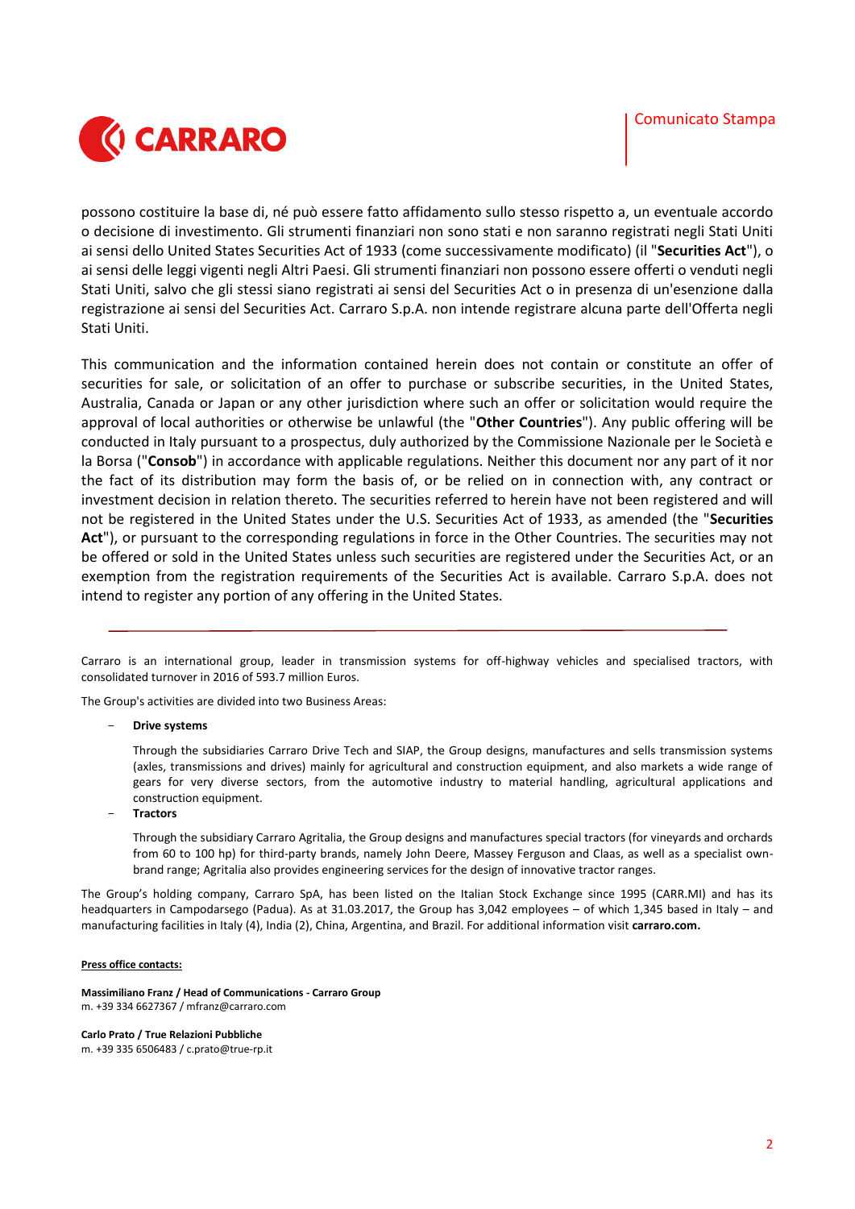possono costituire la base di, né può essere fatto affidamento sullo stesso rispetto a, un eventuale accordo o decisione di investimento. Gli strumenti finanziari non sono stati e non saranno registrati negli Stati Uniti ai sensi dello United States Securities Act of 1933 (come successivamente modificato) (il "**Securities Act**"), o ai sensi delle leggi vigenti negli Altri Paesi. Gli strumenti finanziari non possono essere offerti o venduti negli Stati Uniti, salvo che gli stessi siano registrati ai sensi del Securities Act o in presenza di un'esenzione dalla registrazione ai sensi del Securities Act. Carraro S.p.A. non intende registrare alcuna parte dell'Offerta negli Stati Uniti.

This communication and the information contained herein does not contain or constitute an offer of securities for sale, or solicitation of an offer to purchase or subscribe securities, in the United States, Australia, Canada or Japan or any other jurisdiction where such an offer or solicitation would require the approval of local authorities or otherwise be unlawful (the "**Other Countries**"). Any public offering will be conducted in Italy pursuant to a prospectus, duly authorized by the Commissione Nazionale per le Società e la Borsa ("**Consob**") in accordance with applicable regulations. Neither this document nor any part of it nor the fact of its distribution may form the basis of, or be relied on in connection with, any contract or investment decision in relation thereto. The securities referred to herein have not been registered and will not be registered in the United States under the U.S. Securities Act of 1933, as amended (the "**Securities Act**"), or pursuant to the corresponding regulations in force in the Other Countries. The securities may not be offered or sold in the United States unless such securities are registered under the Securities Act, or an exemption from the registration requirements of the Securities Act is available. Carraro S.p.A. does not intend to register any portion of any offering in the United States.

---

Carraro is an international group, leader in transmission systems for off-highway vehicles and specialised tractors, with consolidated turnover in 2016 of 593.7 million Euros.

The Group's activities are divided into two Business Areas:

- **Drive systems**

  Through the subsidiaries Carraro Drive Tech and SIAP, the Group designs, manufactures and sells transmission systems (axles, transmissions and drives) mainly for agricultural and construction equipment, and also markets a wide range of gears for very diverse sectors, from the automotive industry to material handling, agricultural applications and construction equipment.

- **Tractors**

  Through the subsidiary Carraro Agritalia, the Group designs and manufactures special tractors (for vineyards and orchards from 60 to 100 hp) for third-party brands, namely John Deere, Massey Ferguson and Claas, as well as a specialist own-brand range; Agritalia also provides engineering services for the design of innovative tractor ranges.

The Group's holding company, Carraro SpA, has been listed on the Italian Stock Exchange since 1995 (CARR.MI) and has its headquarters in Campodarsego (Padua). As at 31.03.2017, the Group has 3,042 employees – of which 1,345 based in Italy – and manufacturing facilities in Italy (4), India (2), China, Argentina, and Brazil. For additional information visit **carraro.com.**

**Press office contacts:**

**Massimiliano Franz / Head of Communications - Carraro Group**
m. +39 334 6627367 / mfranz@carraro.com

**Carlo Prato / True Relazioni Pubbliche**
m. +39 335 6506483 / c.prato@true-rp.it